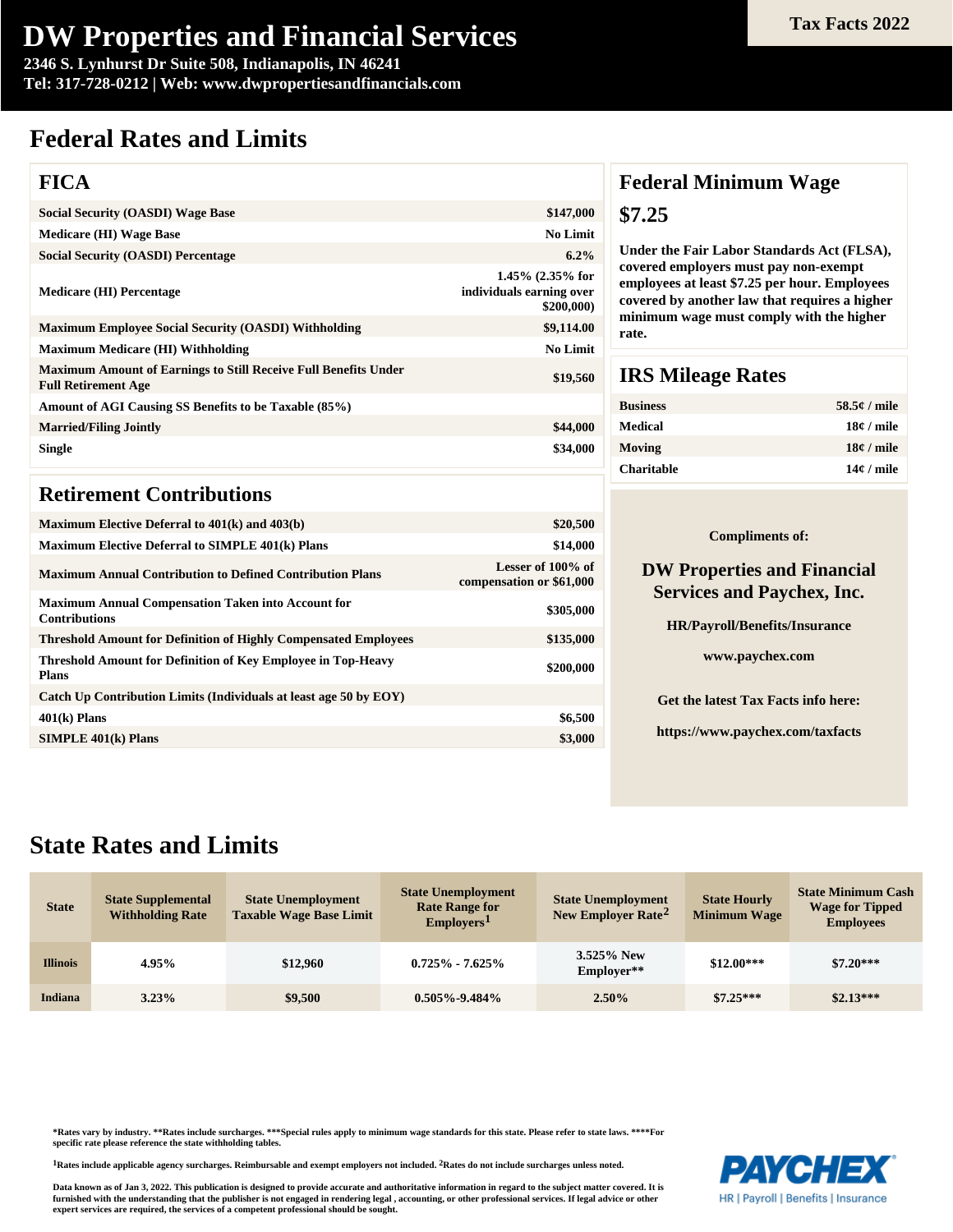# DW Properties and Financial Services

**2346 S. Lynhurst Dr Suite 508, Indianapolis, IN 46241**
**Tel: 317-728-0212 | Web: www.dwpropertiesandfinancials.com**

**Tax Facts 2022**

## Federal Rates and Limits

### FICA

| | |
|---|---|
| Social Security (OASDI) Wage Base | $147,000 |
| Medicare (HI) Wage Base | No Limit |
| Social Security (OASDI) Percentage | 6.2% |
| Medicare (HI) Percentage | 1.45% (2.35% for individuals earning over $200,000) |
| Maximum Employee Social Security (OASDI) Withholding | $9,114.00 |
| Maximum Medicare (HI) Withholding | No Limit |
| Maximum Amount of Earnings to Still Receive Full Benefits Under Full Retirement Age | $19,560 |
| Amount of AGI Causing SS Benefits to be Taxable (85%) | |
| Married/Filing Jointly | $44,000 |
| Single | $34,000 |

### Retirement Contributions

| | |
|---|---|
| Maximum Elective Deferral to 401(k) and 403(b) | $20,500 |
| Maximum Elective Deferral to SIMPLE 401(k) Plans | $14,000 |
| Maximum Annual Contribution to Defined Contribution Plans | Lesser of 100% of compensation or $61,000 |
| Maximum Annual Compensation Taken into Account for Contributions | $305,000 |
| Threshold Amount for Definition of Highly Compensated Employees | $135,000 |
| Threshold Amount for Definition of Key Employee in Top-Heavy Plans | $200,000 |
| Catch Up Contribution Limits (Individuals at least age 50 by EOY) | |
| 401(k) Plans | $6,500 |
| SIMPLE 401(k) Plans | $3,000 |

### Federal Minimum Wage

**$7.25**

Under the Fair Labor Standards Act (FLSA), covered employers must pay non-exempt employees at least $7.25 per hour. Employees covered by another law that requires a higher minimum wage must comply with the higher rate.

### IRS Mileage Rates

| | |
|---|---|
| Business | 58.5¢ / mile |
| Medical | 18¢ / mile |
| Moving | 18¢ / mile |
| Charitable | 14¢ / mile |

Compliments of:

**DW Properties and Financial Services and Paychex, Inc.**

HR/Payroll/Benefits/Insurance

www.paychex.com

Get the latest Tax Facts info here:

https://www.paychex.com/taxfacts

## State Rates and Limits

| State | State Supplemental Withholding Rate | State Unemployment Taxable Wage Base Limit | State Unemployment Rate Range for Employers[1] | State Unemployment New Employer Rate[2] | State Hourly Minimum Wage | State Minimum Cash Wage for Tipped Employees |
|---|---|---|---|---|---|---|
| Illinois | 4.95% | $12,960 | 0.725% - 7.625% | 3.525% New Employer** | $12.00*** | $7.20*** |
| Indiana | 3.23% | $9,500 | 0.505%-9.484% | 2.50% | $7.25*** | $2.13*** |

*Rates vary by industry. **Rates include surcharges. ***Special rules apply to minimum wage standards for this state. Please refer to state laws. ****For specific rate please reference the state withholding tables.

[1]Rates include applicable agency surcharges. Reimbursable and exempt employers not included. [2]Rates do not include surcharges unless noted.

Data known as of Jan 3, 2022. This publication is designed to provide accurate and authoritative information in regard to the subject matter covered. It is furnished with the understanding that the publisher is not engaged in rendering legal , accounting, or other professional services. If legal advice or other expert services are required, the services of a competent professional should be sought.

PAYCHEX
HR | Payroll | Benefits | Insurance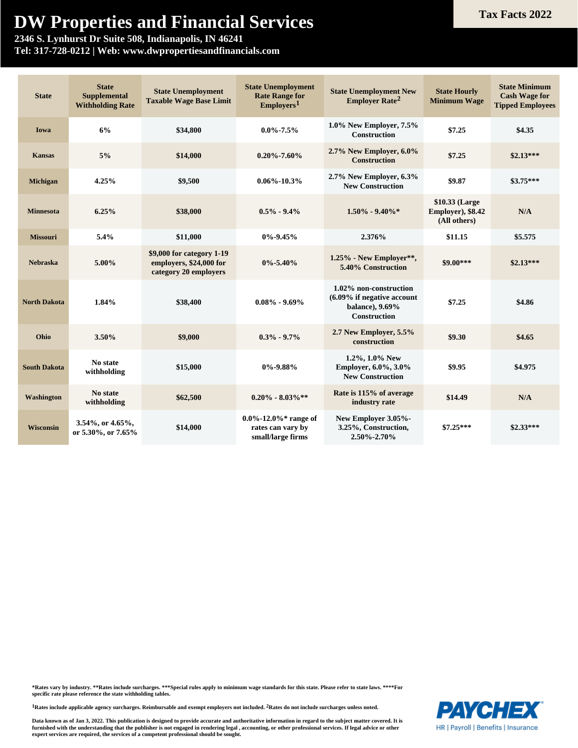# DW Properties and Financial Services

**2346 S. Lynhurst Dr Suite 508, Indianapolis, IN 46241**
**Tel: 317-728-0212 | Web: www.dwpropertiesandfinancials.com**

**Tax Facts 2022**

| State | State Supplemental Withholding Rate | State Unemployment Taxable Wage Base Limit | State Unemployment Rate Range for Employers[1] | State Unemployment New Employer Rate[2] | State Hourly Minimum Wage | State Minimum Cash Wage for Tipped Employees |
|---|---|---|---|---|---|---|
| Iowa | 6% | $34,800 | 0.0%-7.5% | 1.0% New Employer, 7.5% Construction | $7.25 | $4.35 |
| Kansas | 5% | $14,000 | 0.20%-7.60% | 2.7% New Employer, 6.0% Construction | $7.25 | $2.13*** |
| Michigan | 4.25% | $9,500 | 0.06%-10.3% | 2.7% New Employer, 6.3% New Construction | $9.87 | $3.75*** |
| Minnesota | 6.25% | $38,000 | 0.5% - 9.4% | 1.50% - 9.40%* | $10.33 (Large Employer), $8.42 (All others) | N/A |
| Missouri | 5.4% | $11,000 | 0%-9.45% | 2.376% | $11.15 | $5.575 |
| Nebraska | 5.00% | $9,000 for category 1-19 employers, $24,000 for category 20 employers | 0%-5.40% | 1.25% - New Employer**, 5.40% Construction | $9.00*** | $2.13*** |
| North Dakota | 1.84% | $38,400 | 0.08% - 9.69% | 1.02% non-construction (6.09% if negative account balance), 9.69% Construction | $7.25 | $4.86 |
| Ohio | 3.50% | $9,000 | 0.3% - 9.7% | 2.7 New Employer, 5.5% construction | $9.30 | $4.65 |
| South Dakota | No state withholding | $15,000 | 0%-9.88% | 1.2%, 1.0% New Employer, 6.0%, 3.0% New Construction | $9.95 | $4.975 |
| Washington | No state withholding | $62,500 | 0.20% - 8.03%** | Rate is 115% of average industry rate | $14.49 | N/A |
| Wisconsin | 3.54%, or 4.65%, or 5.30%, or 7.65% | $14,000 | 0.0%-12.0%* range of rates can vary by small/large firms | New Employer 3.05%-3.25%, Construction, 2.50%-2.70% | $7.25*** | $2.33*** |

*Rates vary by industry. **Rates include surcharges. ***Special rules apply to minimum wage standards for this state. Please refer to state laws. ****For specific rate please reference the state withholding tables.

[1]Rates include applicable agency surcharges. Reimbursable and exempt employers not included. [2]Rates do not include surcharges unless noted.

Data known as of Jan 3, 2022. This publication is designed to provide accurate and authoritative information in regard to the subject matter covered. It is furnished with the understanding that the publisher is not engaged in rendering legal , accounting, or other professional services. If legal advice or other expert services are required, the services of a competent professional should be sought.

PAYCHEX
HR | Payroll | Benefits | Insurance